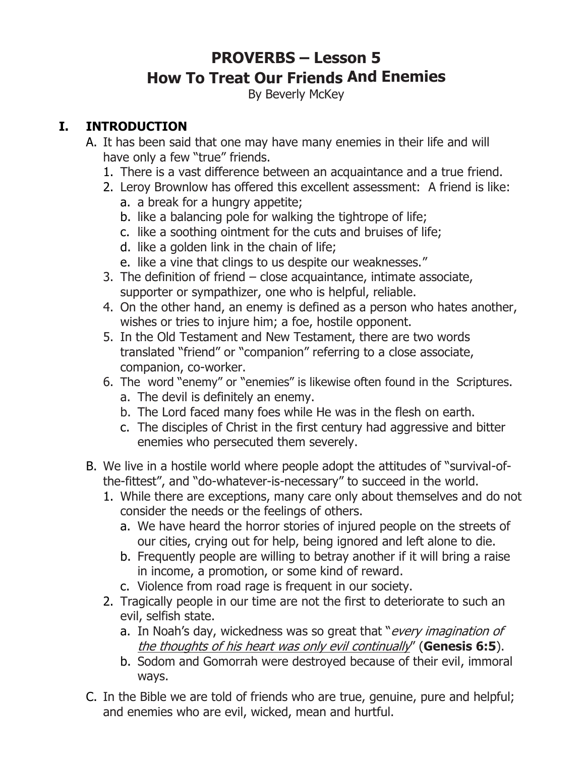# PROVERBS – Lesson 5
# How To Treat Our Friends And Enemies

By Beverly McKey

## I. INTRODUCTION

A. It has been said that one may have many enemies in their life and will have only a few "true" friends.
   1. There is a vast difference between an acquaintance and a true friend.
   2. Leroy Brownlow has offered this excellent assessment: A friend is like:
      a. a break for a hungry appetite;
      b. like a balancing pole for walking the tightrope of life;
      c. like a soothing ointment for the cuts and bruises of life;
      d. like a golden link in the chain of life;
      e. like a vine that clings to us despite our weaknesses."
   3. The definition of friend – close acquaintance, intimate associate, supporter or sympathizer, one who is helpful, reliable.
   4. On the other hand, an enemy is defined as a person who hates another, wishes or tries to injure him; a foe, hostile opponent.
   5. In the Old Testament and New Testament, there are two words translated "friend" or "companion" referring to a close associate, companion, co-worker.
   6. The word "enemy" or "enemies" is likewise often found in the Scriptures.
      a. The devil is definitely an enemy.
      b. The Lord faced many foes while He was in the flesh on earth.
      c. The disciples of Christ in the first century had aggressive and bitter enemies who persecuted them severely.

B. We live in a hostile world where people adopt the attitudes of "survival-of-the-fittest", and "do-whatever-is-necessary" to succeed in the world.
   1. While there are exceptions, many care only about themselves and do not consider the needs or the feelings of others.
      a. We have heard the horror stories of injured people on the streets of our cities, crying out for help, being ignored and left alone to die.
      b. Frequently people are willing to betray another if it will bring a raise in income, a promotion, or some kind of reward.
      c. Violence from road rage is frequent in our society.
   2. Tragically people in our time are not the first to deteriorate to such an evil, selfish state.
      a. In Noah's day, wickedness was so great that "*every imagination of the thoughts of his heart was only evil continually*" (**Genesis 6:5**).
      b. Sodom and Gomorrah were destroyed because of their evil, immoral ways.

C. In the Bible we are told of friends who are true, genuine, pure and helpful; and enemies who are evil, wicked, mean and hurtful.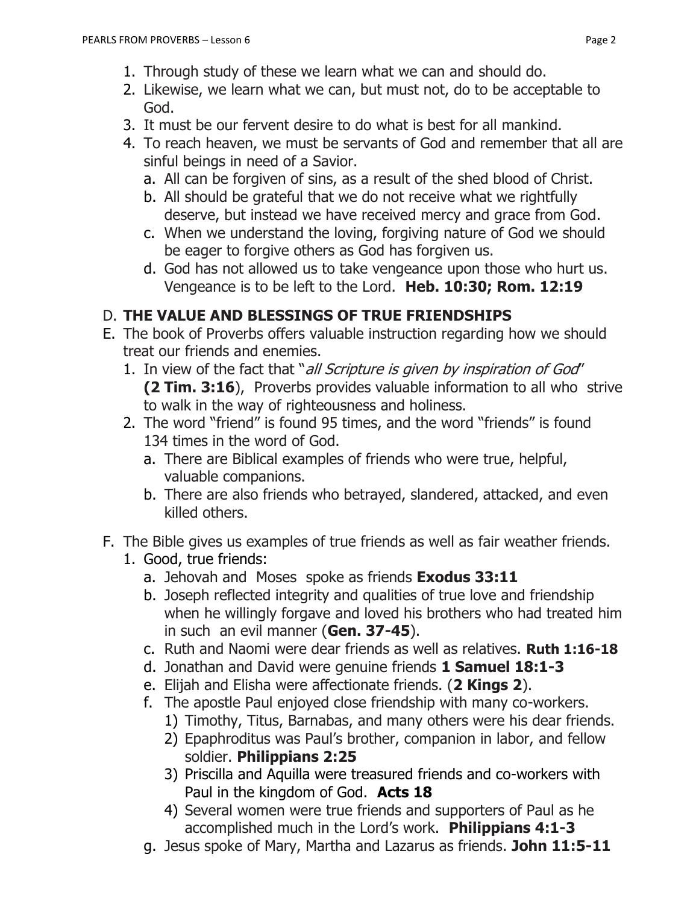1. Through study of these we learn what we can and should do.
2. Likewise, we learn what we can, but must not, do to be acceptable to God.
3. It must be our fervent desire to do what is best for all mankind.
4. To reach heaven, we must be servants of God and remember that all are sinful beings in need of a Savior.
   a. All can be forgiven of sins, as a result of the shed blood of Christ.
   b. All should be grateful that we do not receive what we rightfully deserve, but instead we have received mercy and grace from God.
   c. When we understand the loving, forgiving nature of God we should be eager to forgive others as God has forgiven us.
   d. God has not allowed us to take vengeance upon those who hurt us. Vengeance is to be left to the Lord. **Heb. 10:30; Rom. 12:19**

D. **THE VALUE AND BLESSINGS OF TRUE FRIENDSHIPS**

E. The book of Proverbs offers valuable instruction regarding how we should treat our friends and enemies.
   1. In view of the fact that "*all Scripture is given by inspiration of God*" **(2 Tim. 3:16**), Proverbs provides valuable information to all who strive to walk in the way of righteousness and holiness.
   2. The word "friend" is found 95 times, and the word "friends" is found 134 times in the word of God.
      a. There are Biblical examples of friends who were true, helpful, valuable companions.
      b. There are also friends who betrayed, slandered, attacked, and even killed others.

F. The Bible gives us examples of true friends as well as fair weather friends.
   1. Good, true friends:
      a. Jehovah and Moses spoke as friends **Exodus 33:11**
      b. Joseph reflected integrity and qualities of true love and friendship when he willingly forgave and loved his brothers who had treated him in such an evil manner (**Gen. 37-45**).
      c. Ruth and Naomi were dear friends as well as relatives. **Ruth 1:16-18**
      d. Jonathan and David were genuine friends **1 Samuel 18:1-3**
      e. Elijah and Elisha were affectionate friends. (**2 Kings 2**).
      f. The apostle Paul enjoyed close friendship with many co-workers.
         1) Timothy, Titus, Barnabas, and many others were his dear friends.
         2) Epaphroditus was Paul's brother, companion in labor, and fellow soldier. **Philippians 2:25**
         3) Priscilla and Aquilla were treasured friends and co-workers with Paul in the kingdom of God. **Acts 18**
         4) Several women were true friends and supporters of Paul as he accomplished much in the Lord's work. **Philippians 4:1-3**
      g. Jesus spoke of Mary, Martha and Lazarus as friends. **John 11:5-11**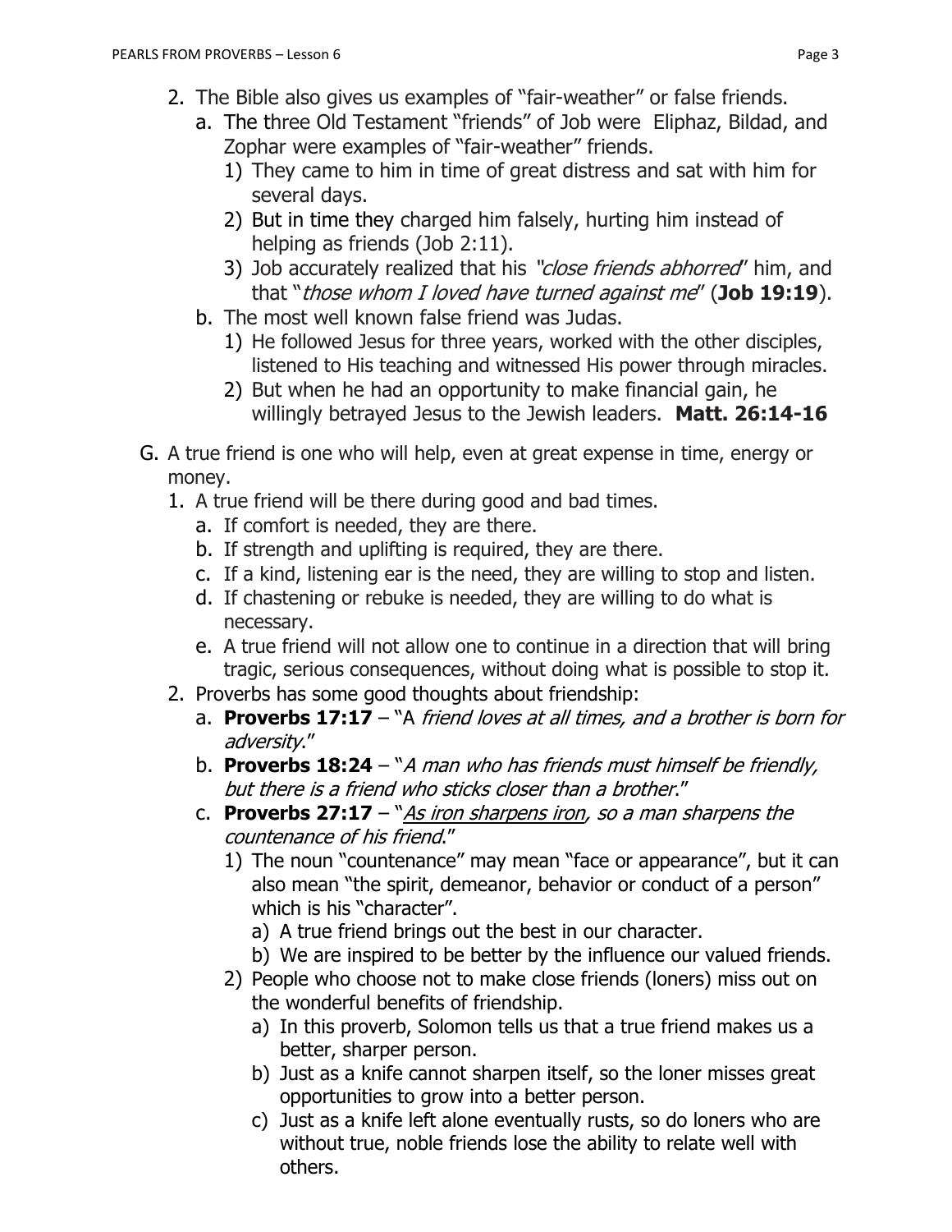2. The Bible also gives us examples of "fair-weather" or false friends.
   a. The three Old Testament "friends" of Job were  Eliphaz, Bildad, and Zophar were examples of "fair-weather" friends.
      1) They came to him in time of great distress and sat with him for several days.
      2) But in time they charged him falsely, hurting him instead of helping as friends (Job 2:11).
      3) Job accurately realized that his *"close friends abhorred"* him, and that "*those whom I loved have turned against me*" (**Job 19:19**).
   b. The most well known false friend was Judas.
      1) He followed Jesus for three years, worked with the other disciples, listened to His teaching and witnessed His power through miracles.
      2) But when he had an opportunity to make financial gain, he willingly betrayed Jesus to the Jewish leaders.  **Matt. 26:14-16**

G. A true friend is one who will help, even at great expense in time, energy or money.
   1. A true friend will be there during good and bad times.
      a. If comfort is needed, they are there.
      b. If strength and uplifting is required, they are there.
      c. If a kind, listening ear is the need, they are willing to stop and listen.
      d. If chastening or rebuke is needed, they are willing to do what is necessary.
      e. A true friend will not allow one to continue in a direction that will bring tragic, serious consequences, without doing what is possible to stop it.
   2. Proverbs has some good thoughts about friendship:
      a. **Proverbs 17:17** – "A *friend loves at all times, and a brother is born for adversity*."
      b. **Proverbs 18:24** – "*A man who has friends must himself be friendly, but there is a friend who sticks closer than a brother*."
      c. **Proverbs 27:17** – "*<u>As iron sharpens iron</u>, so a man sharpens the countenance of his friend*."
         1) The noun "countenance" may mean "face or appearance", but it can also mean "the spirit, demeanor, behavior or conduct of a person" which is his "character".
            a) A true friend brings out the best in our character.
            b) We are inspired to be better by the influence our valued friends.
         2) People who choose not to make close friends (loners) miss out on the wonderful benefits of friendship.
            a) In this proverb, Solomon tells us that a true friend makes us a better, sharper person.
            b) Just as a knife cannot sharpen itself, so the loner misses great opportunities to grow into a better person.
            c) Just as a knife left alone eventually rusts, so do loners who are without true, noble friends lose the ability to relate well with others.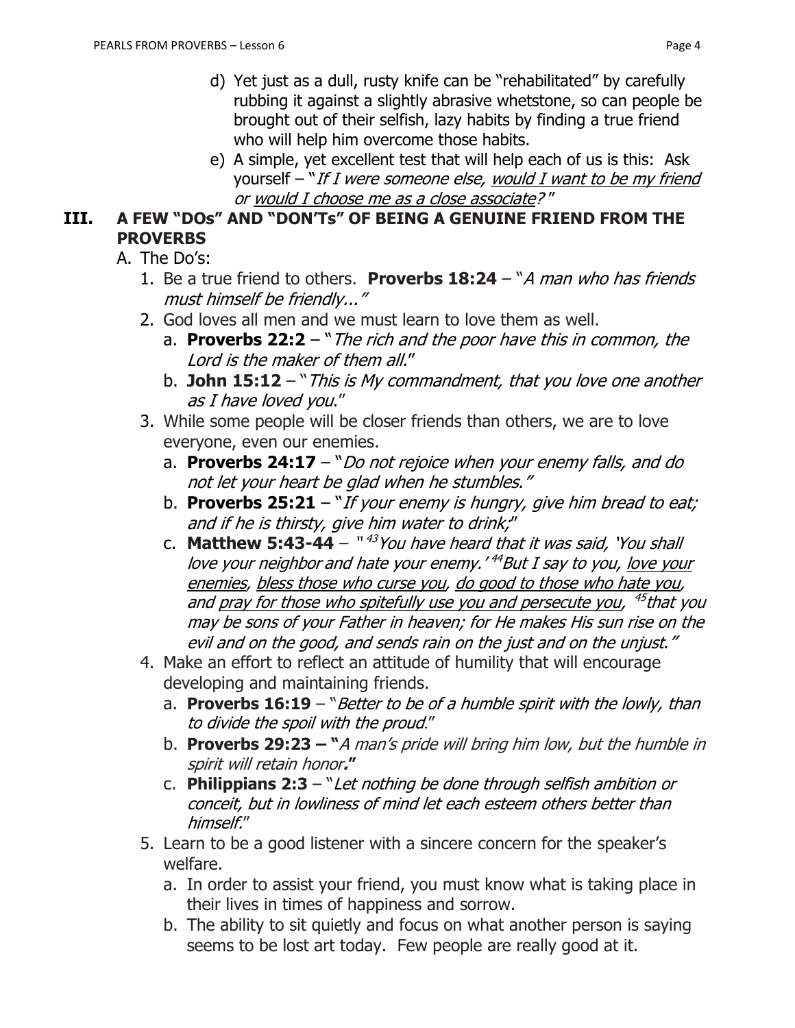d) Yet just as a dull, rusty knife can be "rehabilitated" by carefully rubbing it against a slightly abrasive whetstone, so can people be brought out of their selfish, lazy habits by finding a true friend who will help him overcome those habits.

e) A simple, yet excellent test that will help each of us is this: Ask yourself – "*If I were someone else, <u>would I want to be my friend</u> or <u>would I choose me as a close associate</u>?*"

## III. A FEW "DOs" AND "DON'Ts" OF BEING A GENUINE FRIEND FROM THE PROVERBS

A. The Do's:

1. Be a true friend to others. **Proverbs 18:24** – "*A man who has friends must himself be friendly...*"
2. God loves all men and we must learn to love them as well.
   a. **Proverbs 22:2** – "*The rich and the poor have this in common, the Lord is the maker of them all.*"
   b. **John 15:12** – "*This is My commandment, that you love one another as I have loved you.*"
3. While some people will be closer friends than others, we are to love everyone, even our enemies.
   a. **Proverbs 24:17** – "*Do not rejoice when your enemy falls, and do not let your heart be glad when he stumbles.*"
   b. **Proverbs 25:21** – "*If your enemy is hungry, give him bread to eat; and if he is thirsty, give him water to drink;*"
   c. **Matthew 5:43-44** – "[43] *You have heard that it was said, 'You shall love your neighbor and hate your enemy.'* [44] *But I say to you, <u>love your enemies</u>, <u>bless those who curse you</u>, <u>do good to those who hate you</u>, and <u>pray for those who spitefully use you and persecute you</u>,* [45] *that you may be sons of your Father in heaven; for He makes His sun rise on the evil and on the good, and sends rain on the just and on the unjust.*"
4. Make an effort to reflect an attitude of humility that will encourage developing and maintaining friends.
   a. **Proverbs 16:19** – "*Better to be of a humble spirit with the lowly, than to divide the spoil with the proud.*"
   b. **Proverbs 29:23 – "***A man's pride will bring him low, but the humble in spirit will retain honor***."**
   c. **Philippians 2:3** – "*Let nothing be done through selfish ambition or conceit, but in lowliness of mind let each esteem others better than himself.*"
5. Learn to be a good listener with a sincere concern for the speaker's welfare.
   a. In order to assist your friend, you must know what is taking place in their lives in times of happiness and sorrow.
   b. The ability to sit quietly and focus on what another person is saying seems to be lost art today. Few people are really good at it.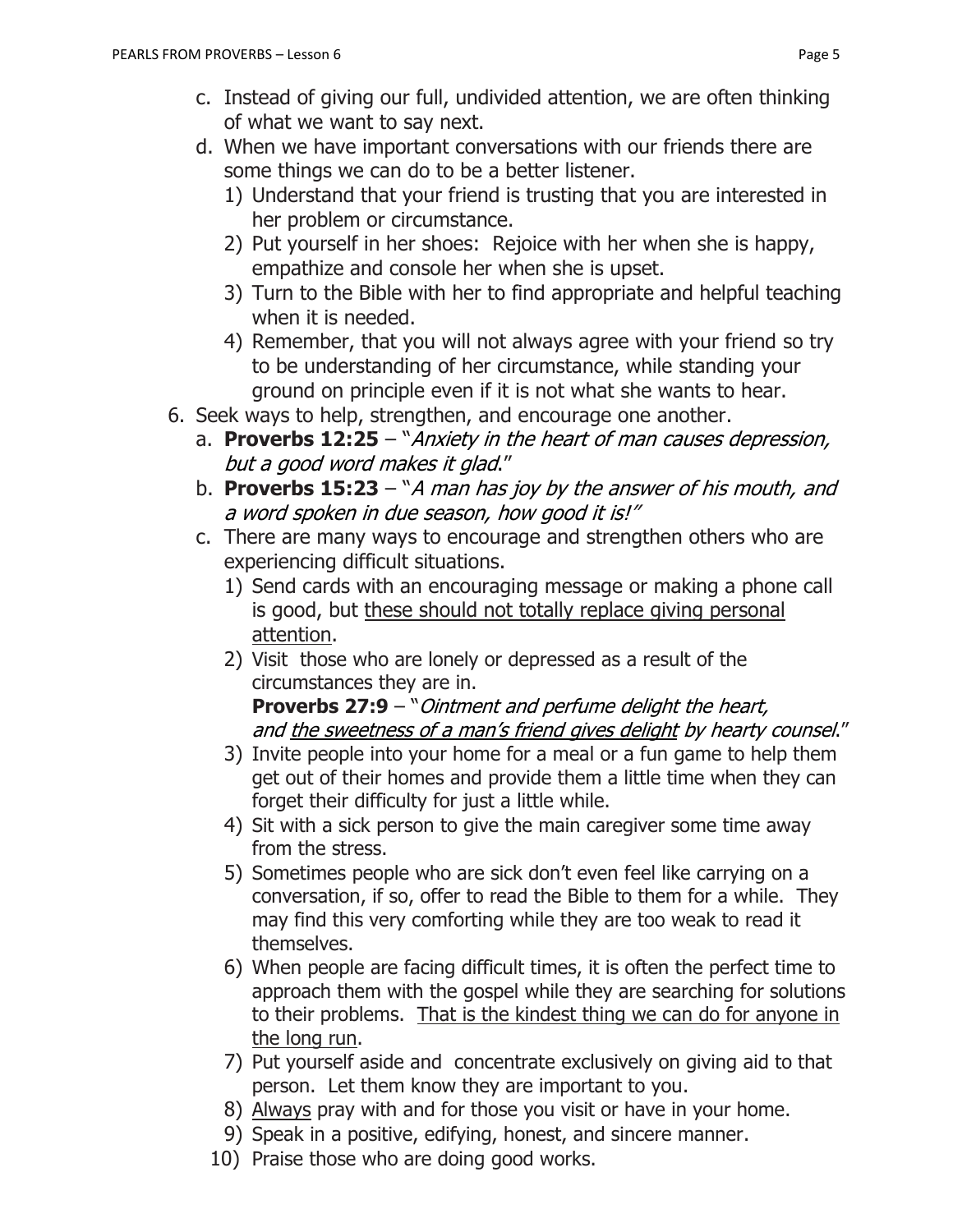c. Instead of giving our full, undivided attention, we are often thinking of what we want to say next.
   d. When we have important conversations with our friends there are some things we can do to be a better listener.
      1) Understand that your friend is trusting that you are interested in her problem or circumstance.
      2) Put yourself in her shoes: Rejoice with her when she is happy, empathize and console her when she is upset.
      3) Turn to the Bible with her to find appropriate and helpful teaching when it is needed.
      4) Remember, that you will not always agree with your friend so try to be understanding of her circumstance, while standing your ground on principle even if it is not what she wants to hear.

6. Seek ways to help, strengthen, and encourage one another.
   a. **Proverbs 12:25** – "*Anxiety in the heart of man causes depression, but a good word makes it glad*."
   b. **Proverbs 15:23** – "*A man has joy by the answer of his mouth, and a word spoken in due season, how good it is!*"
   c. There are many ways to encourage and strengthen others who are experiencing difficult situations.
      1) Send cards with an encouraging message or making a phone call is good, but <u>these should not totally replace giving personal attention</u>.
      2) Visit those who are lonely or depressed as a result of the circumstances they are in.
         **Proverbs 27:9** – "*Ointment and perfume delight the heart, and <u>the sweetness of a man's friend gives delight</u> by hearty counsel*."
      3) Invite people into your home for a meal or a fun game to help them get out of their homes and provide them a little time when they can forget their difficulty for just a little while.
      4) Sit with a sick person to give the main caregiver some time away from the stress.
      5) Sometimes people who are sick don't even feel like carrying on a conversation, if so, offer to read the Bible to them for a while. They may find this very comforting while they are too weak to read it themselves.
      6) When people are facing difficult times, it is often the perfect time to approach them with the gospel while they are searching for solutions to their problems. <u>That is the kindest thing we can do for anyone in the long run</u>.
      7) Put yourself aside and concentrate exclusively on giving aid to that person. Let them know they are important to you.
      8) <u>Always</u> pray with and for those you visit or have in your home.
      9) Speak in a positive, edifying, honest, and sincere manner.
      10) Praise those who are doing good works.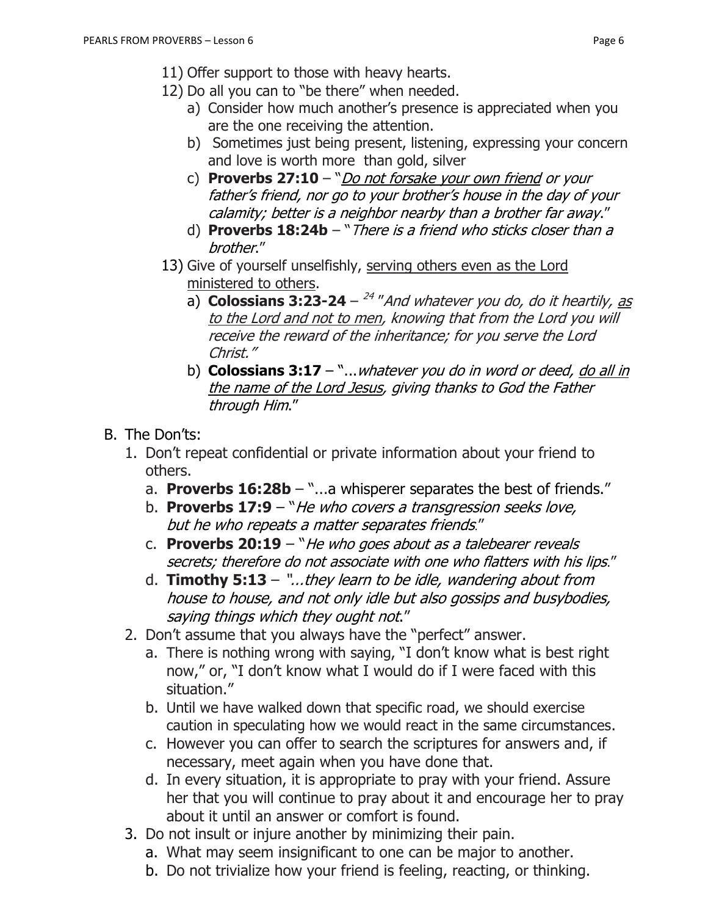11) Offer support to those with heavy hearts.
12) Do all you can to "be there" when needed.
    a) Consider how much another's presence is appreciated when you are the one receiving the attention.
    b) Sometimes just being present, listening, expressing your concern and love is worth more than gold, silver
    c) **Proverbs 27:10** – "*<u>Do not forsake your own friend</u> or your father's friend, nor go to your brother's house in the day of your calamity; better is a neighbor nearby than a brother far away*."
    d) **Proverbs 18:24b** – "*There is a friend who sticks closer than a brother*."
13) Give of yourself unselfishly, <u>serving others even as the Lord ministered to others</u>.
    a) **Colossians 3:23-24** – [24] "*And whatever you do, do it heartily, <u>as to the Lord and not to men</u>, knowing that from the Lord you will receive the reward of the inheritance; for you serve the Lord Christ.*"
    b) **Colossians 3:17** – "...*whatever you do in word or deed, <u>do all in the name of the Lord Jesus</u>, giving thanks to God the Father through Him*."

B. The Don'ts:

1. Don't repeat confidential or private information about your friend to others.
    a. **Proverbs 16:28b** – "...a whisperer separates the best of friends."
    b. **Proverbs 17:9** – "*He who covers a transgression seeks love, but he who repeats a matter separates friends*."
    c. **Proverbs 20:19** – "*He who goes about as a talebearer reveals secrets; therefore do not associate with one who flatters with his lips*."
    d. **Timothy 5:13** – "*...they learn to be idle, wandering about from house to house, and not only idle but also gossips and busybodies, saying things which they ought not*."
2. Don't assume that you always have the "perfect" answer.
    a. There is nothing wrong with saying, "I don't know what is best right now," or, "I don't know what I would do if I were faced with this situation."
    b. Until we have walked down that specific road, we should exercise caution in speculating how we would react in the same circumstances.
    c. However you can offer to search the scriptures for answers and, if necessary, meet again when you have done that.
    d. In every situation, it is appropriate to pray with your friend. Assure her that you will continue to pray about it and encourage her to pray about it until an answer or comfort is found.
3. Do not insult or injure another by minimizing their pain.
    a. What may seem insignificant to one can be major to another.
    b. Do not trivialize how your friend is feeling, reacting, or thinking.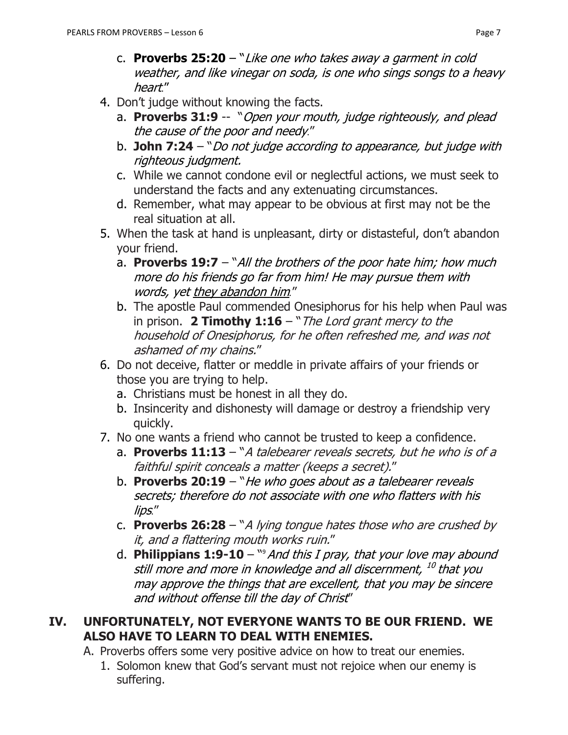c. **Proverbs 25:20** – "*Like one who takes away a garment in cold weather, and like vinegar on soda, is one who sings songs to a heavy heart*."

4. Don't judge without knowing the facts.
   a. **Proverbs 31:9** -- "*Open your mouth, judge righteously, and plead the cause of the poor and needy*."
   b. **John 7:24** – "*Do not judge according to appearance, but judge with righteous judgment.*
   c. While we cannot condone evil or neglectful actions, we must seek to understand the facts and any extenuating circumstances.
   d. Remember, what may appear to be obvious at first may not be the real situation at all.
5. When the task at hand is unpleasant, dirty or distasteful, don't abandon your friend.
   a. **Proverbs 19:7** – "*All the brothers of the poor hate him; how much more do his friends go far from him! He may pursue them with words, yet <u>they abandon him</u>.*"
   b. The apostle Paul commended Onesiphorus for his help when Paul was in prison. **2 Timothy 1:16** – "*The Lord grant mercy to the household of Onesiphorus, for he often refreshed me, and was not ashamed of my chains.*"
6. Do not deceive, flatter or meddle in private affairs of your friends or those you are trying to help.
   a. Christians must be honest in all they do.
   b. Insincerity and dishonesty will damage or destroy a friendship very quickly.
7. No one wants a friend who cannot be trusted to keep a confidence.
   a. **Proverbs 11:13** – "*A talebearer reveals secrets, but he who is of a faithful spirit conceals a matter (keeps a secret).*"
   b. **Proverbs 20:19** – "*He who goes about as a talebearer reveals secrets; therefore do not associate with one who flatters with his lips*."
   c. **Proverbs 26:28** – "*A lying tongue hates those who are crushed by it, and a flattering mouth works ruin.*"
   d. **Philippians 1:9-10** – "[9] *And this I pray, that your love may abound still more and more in knowledge and all discernment, [10] that you may approve the things that are excellent, that you may be sincere and without offense till the day of Christ*"

## IV. UNFORTUNATELY, NOT EVERYONE WANTS TO BE OUR FRIEND. WE ALSO HAVE TO LEARN TO DEAL WITH ENEMIES.

A. Proverbs offers some very positive advice on how to treat our enemies.
   1. Solomon knew that God's servant must not rejoice when our enemy is suffering.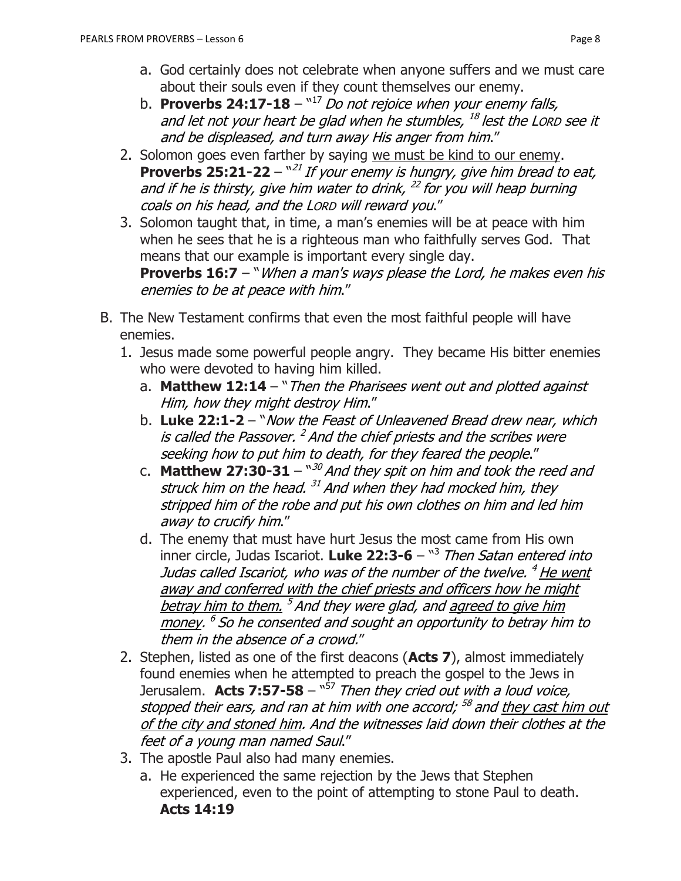a. God certainly does not celebrate when anyone suffers and we must care about their souls even if they count themselves our enemy.

b. **Proverbs 24:17-18** – "[17] *Do not rejoice when your enemy falls, and let not your heart be glad when he stumbles, [18] lest the LORD see it and be displeased, and turn away His anger from him*."

2. Solomon goes even farther by saying <u>we must be kind to our enemy</u>. **Proverbs 25:21-22** – "[21] *If your enemy is hungry, give him bread to eat, and if he is thirsty, give him water to drink, [22] for you will heap burning coals on his head, and the LORD will reward you*."

3. Solomon taught that, in time, a man's enemies will be at peace with him when he sees that he is a righteous man who faithfully serves God. That means that our example is important every single day. **Proverbs 16:7** – "*When a man's ways please the Lord, he makes even his enemies to be at peace with him*."

B. The New Testament confirms that even the most faithful people will have enemies.

1. Jesus made some powerful people angry. They became His bitter enemies who were devoted to having him killed.

   a. **Matthew 12:14** – "*Then the Pharisees went out and plotted against Him, how they might destroy Him*."

   b. **Luke 22:1-2** – "*Now the Feast of Unleavened Bread drew near, which is called the Passover. [2] And the chief priests and the scribes were seeking how to put him to death, for they feared the people*."

   c. **Matthew 27:30-31** – "[30] *And they spit on him and took the reed and struck him on the head. [31] And when they had mocked him, they stripped him of the robe and put his own clothes on him and led him away to crucify him*."

   d. The enemy that must have hurt Jesus the most came from His own inner circle, Judas Iscariot. **Luke 22:3-6** – "[3] *Then Satan entered into Judas called Iscariot, who was of the number of the twelve. [4] <u>He went away and conferred with the chief priests and officers how he might betray him to them.</u> [5] And they were glad, and <u>agreed to give him money</u>. [6] So he consented and sought an opportunity to betray him to them in the absence of a crowd.*"

2. Stephen, listed as one of the first deacons (**Acts 7**), almost immediately found enemies when he attempted to preach the gospel to the Jews in Jerusalem. **Acts 7:57-58** – "[57] *Then they cried out with a loud voice, stopped their ears, and ran at him with one accord; [58] and <u>they cast him out of the city and stoned him</u>. And the witnesses laid down their clothes at the feet of a young man named Saul*."

3. The apostle Paul also had many enemies.

   a. He experienced the same rejection by the Jews that Stephen experienced, even to the point of attempting to stone Paul to death. **Acts 14:19**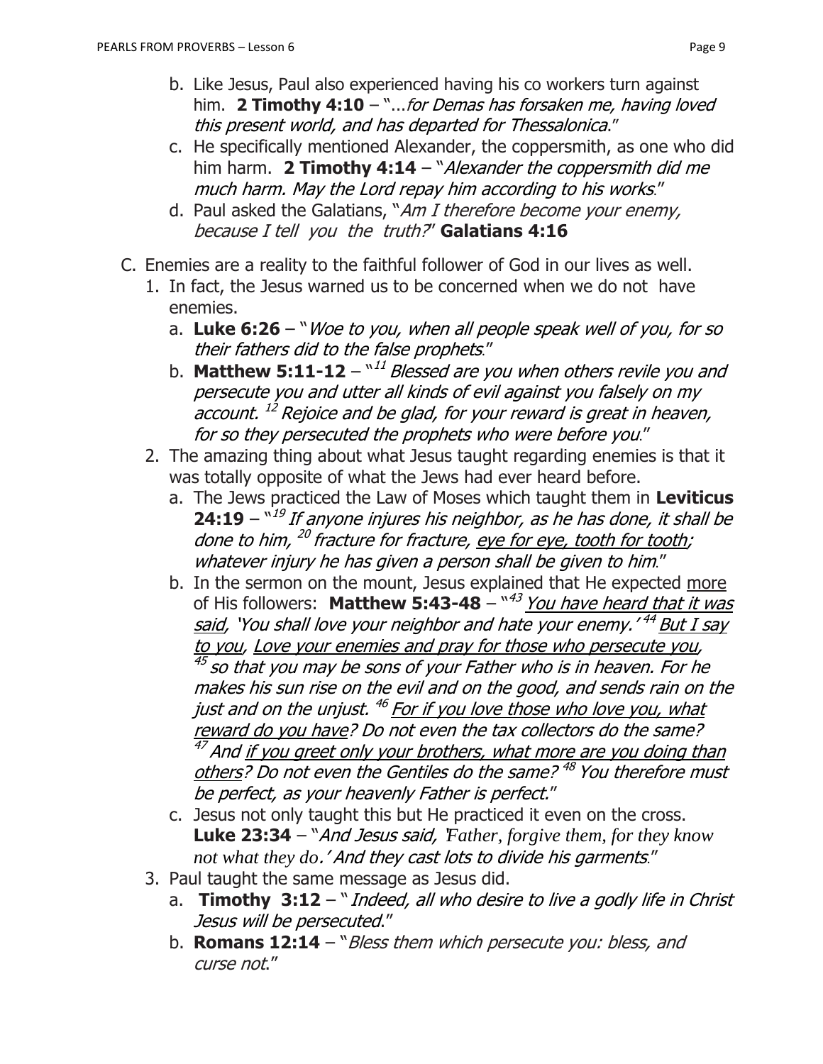b. Like Jesus, Paul also experienced having his co workers turn against him. **2 Timothy 4:10** – "...*for Demas has forsaken me, having loved this present world, and has departed for Thessalonica*."

c. He specifically mentioned Alexander, the coppersmith, as one who did him harm. **2 Timothy 4:14** – "*Alexander the coppersmith did me much harm. May the Lord repay him according to his works*."

d. Paul asked the Galatians, "*Am I therefore become your enemy, because I tell you the truth?*" **Galatians 4:16**

C. Enemies are a reality to the faithful follower of God in our lives as well.

1. In fact, the Jesus warned us to be concerned when we do not have enemies.
   a. **Luke 6:26** – "*Woe to you, when all people speak well of you, for so their fathers did to the false prophets*."
   b. **Matthew 5:11-12** – "[11] *Blessed are you when others revile you and persecute you and utter all kinds of evil against you falsely on my account.* [12] *Rejoice and be glad, for your reward is great in heaven, for so they persecuted the prophets who were before you*."

2. The amazing thing about what Jesus taught regarding enemies is that it was totally opposite of what the Jews had ever heard before.
   a. The Jews practiced the Law of Moses which taught them in **Leviticus 24:19** – "[19] *If anyone injures his neighbor, as he has done, it shall be done to him,* [20] *fracture for fracture, <u>eye for eye, tooth for tooth</u>; whatever injury he has given a person shall be given to him*."
   b. In the sermon on the mount, Jesus explained that He expected <u>more</u> of His followers: **Matthew 5:43-48** – "[43] *<u>You have heard that it was said</u>, 'You shall love your neighbor and hate your enemy.'* [44] *<u>But I say to you</u>, <u>Love your enemies and pray for those who persecute you</u>,* [45] *so that you may be sons of your Father who is in heaven. For he makes his sun rise on the evil and on the good, and sends rain on the just and on the unjust.* [46] *<u>For if you love those who love you, what reward do you have</u>? Do not even the tax collectors do the same?* [47] *And <u>if you greet only your brothers, what more are you doing than others</u>? Do not even the Gentiles do the same?* [48] *You therefore must be perfect, as your heavenly Father is perfect*."
   c. Jesus not only taught this but He practiced it even on the cross. **Luke 23:34** – "*And Jesus said, 'Father, forgive them, for they know not what they do.' And they cast lots to divide his garments*."

3. Paul taught the same message as Jesus did.
   a. **Timothy 3:12** – "*Indeed, all who desire to live a godly life in Christ Jesus will be persecuted*."
   b. **Romans 12:14** – "*Bless them which persecute you: bless, and curse not*."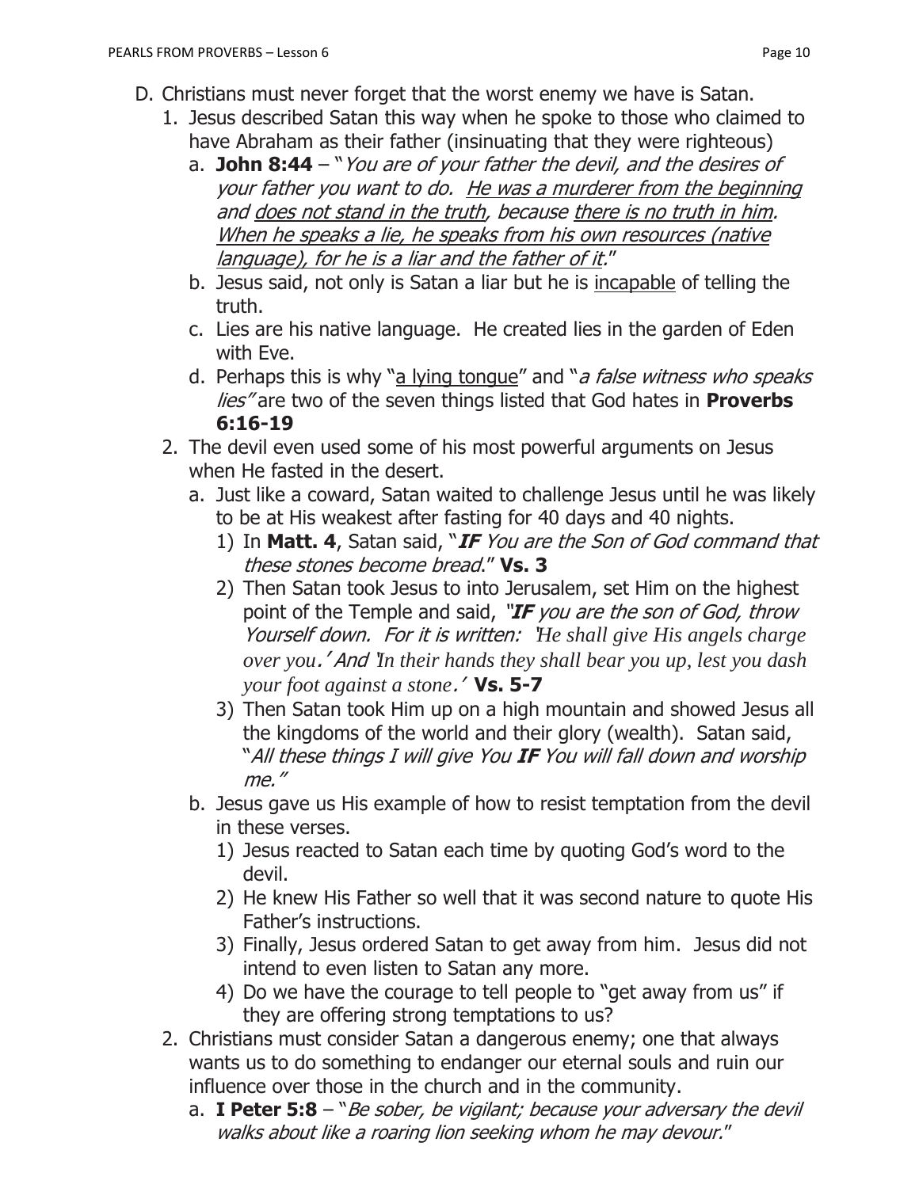D. Christians must never forget that the worst enemy we have is Satan.
   1. Jesus described Satan this way when he spoke to those who claimed to have Abraham as their father (insinuating that they were righteous)
      a. **John 8:44** – "*You are of your father the devil, and the desires of your father you want to do. <u>He was a murderer from the beginning</u> and <u>does not stand in the truth</u>, because <u>there is no truth in him</u>. <u>When he speaks a lie, he speaks from his own resources (native language), for he is a liar and the father of it</u>.*"
      b. Jesus said, not only is Satan a liar but he is <u>incapable</u> of telling the truth.
      c. Lies are his native language. He created lies in the garden of Eden with Eve.
      d. Perhaps this is why "<u>a lying tongue</u>" and "*a false witness who speaks lies"* are two of the seven things listed that God hates in **Proverbs 6:16-19**
   2. The devil even used some of his most powerful arguments on Jesus when He fasted in the desert.
      a. Just like a coward, Satan waited to challenge Jesus until he was likely to be at His weakest after fasting for 40 days and 40 nights.
         1) In **Matt. 4**, Satan said, "***IF** You are the Son of God command that these stones become bread*." **Vs. 3**
         2) Then Satan took Jesus to into Jerusalem, set Him on the highest point of the Temple and said, *"**IF** you are the son of God, throw Yourself down. For it is written: 'He shall give His angels charge over you.' And 'In their hands they shall bear you up, lest you dash your foot against a stone.'* **Vs. 5-7**
         3) Then Satan took Him up on a high mountain and showed Jesus all the kingdoms of the world and their glory (wealth). Satan said, "*All these things I will give You **IF** You will fall down and worship me."*
      b. Jesus gave us His example of how to resist temptation from the devil in these verses.
         1) Jesus reacted to Satan each time by quoting God's word to the devil.
         2) He knew His Father so well that it was second nature to quote His Father's instructions.
         3) Finally, Jesus ordered Satan to get away from him. Jesus did not intend to even listen to Satan any more.
         4) Do we have the courage to tell people to "get away from us" if they are offering strong temptations to us?
   2. Christians must consider Satan a dangerous enemy; one that always wants us to do something to endanger our eternal souls and ruin our influence over those in the church and in the community.
      a. **I Peter 5:8** – "*Be sober, be vigilant; because your adversary the devil walks about like a roaring lion seeking whom he may devour.*"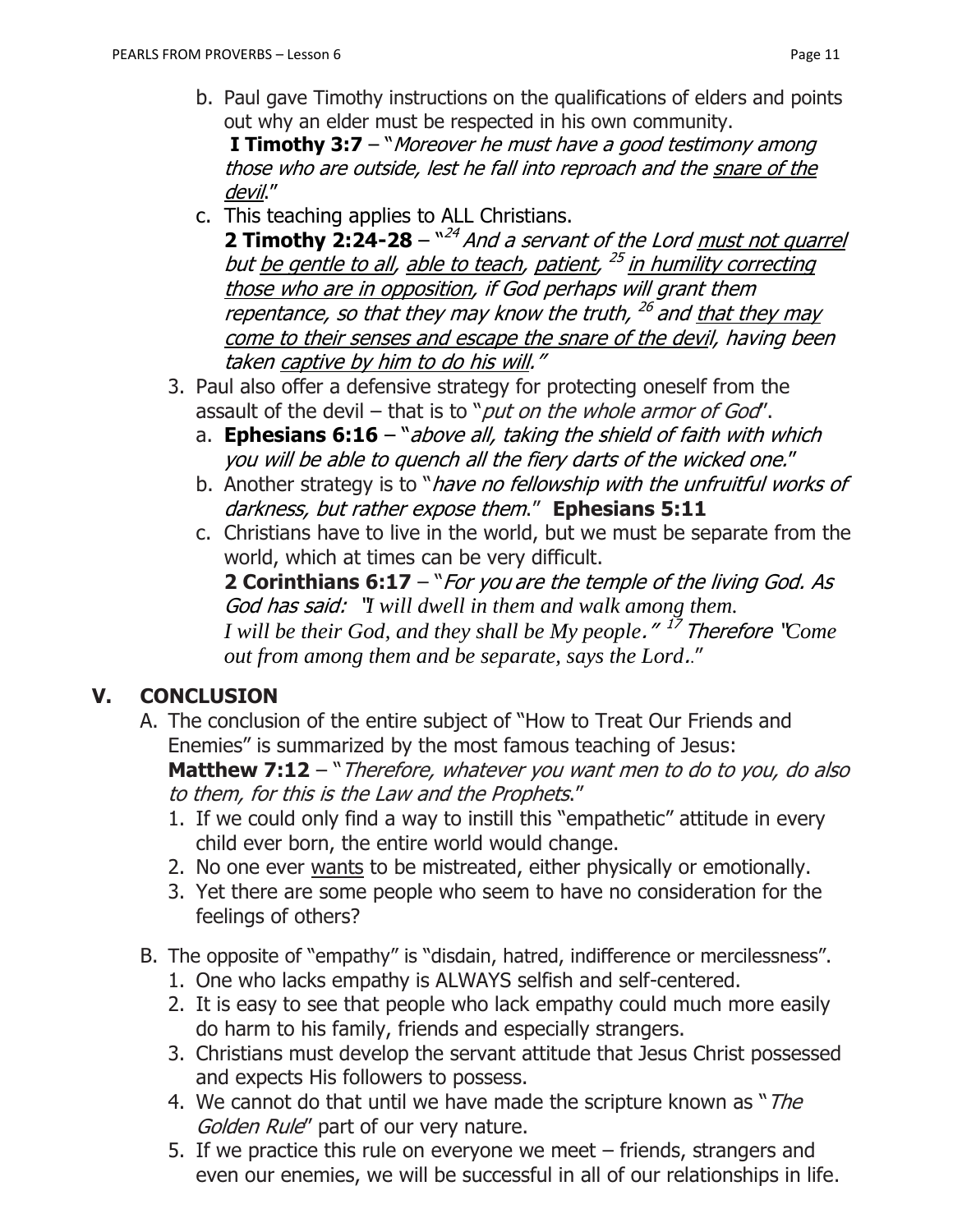b. Paul gave Timothy instructions on the qualifications of elders and points out why an elder must be respected in his own community.
 **I Timothy 3:7** – "*Moreover he must have a good testimony among those who are outside, lest he fall into reproach and the* <u>*snare of the devil*</u>."

c. This teaching applies to ALL Christians.
**2 Timothy 2:24-28** – "[24] *And a servant of the Lord* <u>*must not quarrel*</u> *but* <u>*be gentle to all*</u>, <u>*able to teach*</u>, <u>*patient*</u>, [25] <u>*in humility correcting those who are in opposition*</u>*, if God perhaps will grant them repentance, so that they may know the truth,* [26] *and* <u>*that they may come to their senses and escape the snare of the devil*</u>*, having been taken* <u>*captive by him to do his will*</u>*."*

3. Paul also offer a defensive strategy for protecting oneself from the assault of the devil – that is to "*put on the whole armor of God*".
   a. **Ephesians 6:16** – "*above all, taking the shield of faith with which you will be able to quench all the fiery darts of the wicked one.*"
   b. Another strategy is to "*have no fellowship with the unfruitful works of darkness, but rather expose them*." **Ephesians 5:11**
   c. Christians have to live in the world, but we must be separate from the world, which at times can be very difficult.
   **2 Corinthians 6:17** – "*For you are the temple of the living God. As God has said: "I will dwell in them and walk among them. I will be their God, and they shall be My people." [17] Therefore "Come out from among them and be separate, says the Lord..*"

## V. CONCLUSION

A. The conclusion of the entire subject of "How to Treat Our Friends and Enemies" is summarized by the most famous teaching of Jesus:
**Matthew 7:12** – "*Therefore, whatever you want men to do to you, do also to them, for this is the Law and the Prophets*."
   1. If we could only find a way to instill this "empathetic" attitude in every child ever born, the entire world would change.
   2. No one ever <u>wants</u> to be mistreated, either physically or emotionally.
   3. Yet there are some people who seem to have no consideration for the feelings of others?

B. The opposite of "empathy" is "disdain, hatred, indifference or mercilessness".
   1. One who lacks empathy is ALWAYS selfish and self-centered.
   2. It is easy to see that people who lack empathy could much more easily do harm to his family, friends and especially strangers.
   3. Christians must develop the servant attitude that Jesus Christ possessed and expects His followers to possess.
   4. We cannot do that until we have made the scripture known as "*The Golden Rule*" part of our very nature.
   5. If we practice this rule on everyone we meet – friends, strangers and even our enemies, we will be successful in all of our relationships in life.